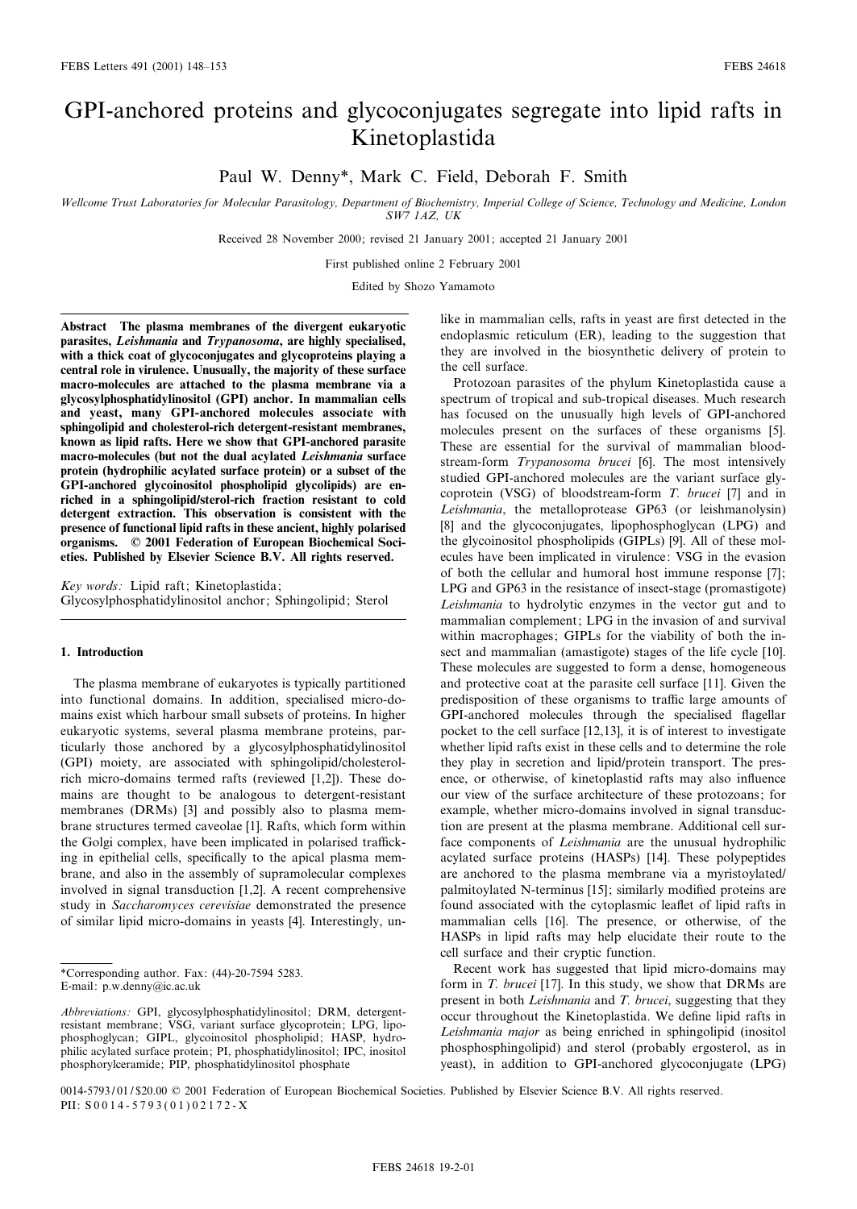# GPI-anchored proteins and glycoconjugates segregate into lipid rafts in Kinetoplastida

Paul W. Denny*, Mark C. Field, Deborah F. Smith

*Wellcome Trust Laboratories for Molecular Parasitology, Department of Biochemistry, Imperial College of Science, Technology and Medicine, London SW7 1AZ, UK*

Received 28 November 2000; revised 21 January 2001; accepted 21 January 2001

First published online 2 February 2001

Edited by Shozo Yamamoto

**Abstract** The plasma membranes of the divergent eukaryotic parasites, *Leishmania* and *Trypanosoma*, are highly specialised, with a thick coat of glycoconjugates and glycoproteins playing a central role in virulence. Unusually, the majority of these surface macro-molecules are attached to the plasma membrane via a glycosylphosphatidylinositol (GPI) anchor. In mammalian cells and yeast, many GPI-anchored molecules associate with sphingolipid and cholesterol-rich detergent-resistant membranes, known as lipid rafts. Here we show that GPI-anchored parasite macro-molecules (but not the dual acylated *Leishmania* surface protein (hydrophilic acylated surface protein) or a subset of the GPI-anchored glycoinositol phospholipid glycolipids) are enriched in a sphingolipid/sterol-rich fraction resistant to cold detergent extraction. This observation is consistent with the presence of functional lipid rafts in these ancient, highly polarised organisms. © 2001 Federation of European Biochemical Societies. Published by Elsevier Science B.V. All rights reserved.

*Key words:* Lipid raft; Kinetoplastida; Glycosylphosphatidylinositol anchor; Sphingolipid; Sterol

## 1. Introduction

The plasma membrane of eukaryotes is typically partitioned into functional domains. In addition, specialised micro-domains exist which harbour small subsets of proteins. In higher eukaryotic systems, several plasma membrane proteins, particularly those anchored by a glycosylphosphatidylinositol (GPI) moiety, are associated with sphingolipid/cholesterol-rich micro-domains termed rafts (reviewed [1,2]). These domains are thought to be analogous to detergent-resistant membranes (DRMs) [3] and possibly also to plasma membrane structures termed caveolae [1]. Rafts, which form within the Golgi complex, have been implicated in polarised trafficking in epithelial cells, specifically to the apical plasma membrane, and also in the assembly of supramolecular complexes involved in signal transduction [1,2]. A recent comprehensive study in *Saccharomyces cerevisiae* demonstrated the presence of similar lipid micro-domains in yeasts [4]. Interestingly, unlike in mammalian cells, rafts in yeast are first detected in the endoplasmic reticulum (ER), leading to the suggestion that they are involved in the biosynthetic delivery of protein to the cell surface.

Protozoan parasites of the phylum Kinetoplastida cause a spectrum of tropical and sub-tropical diseases. Much research has focused on the unusually high levels of GPI-anchored molecules present on the surfaces of these organisms [5]. These are essential for the survival of mammalian bloodstream-form *Trypanosoma brucei* [6]. The most intensively studied GPI-anchored molecules are the variant surface glycoprotein (VSG) of bloodstream-form *T. brucei* [7] and in *Leishmania*, the metalloprotease GP63 (or leishmanolysin) [8] and the glycoconjugates, lipophosphoglycan (LPG) and the glycoinositol phospholipids (GIPLs) [9]. All of these molecules have been implicated in virulence: VSG in the evasion of both the cellular and humoral host immune response [7]; LPG and GP63 in the resistance of insect-stage (promastigote) *Leishmania* to hydrolytic enzymes in the vector gut and to mammalian complement; LPG in the invasion of and survival within macrophages; GIPLs for the viability of both the insect and mammalian (amastigote) stages of the life cycle [10]. These molecules are suggested to form a dense, homogeneous and protective coat at the parasite cell surface [11]. Given the predisposition of these organisms to traffic large amounts of GPI-anchored molecules through the specialised flagellar pocket to the cell surface [12,13], it is of interest to investigate whether lipid rafts exist in these cells and to determine the role they play in secretion and lipid/protein transport. The presence, or otherwise, of kinetoplastid rafts may also influence our view of the surface architecture of these protozoans; for example, whether micro-domains involved in signal transduction are present at the plasma membrane. Additional cell surface components of *Leishmania* are the unusual hydrophilic acylated surface proteins (HASPs) [14]. These polypeptides are anchored to the plasma membrane via a myristoylated/palmitoylated N-terminus [15]; similarly modified proteins are found associated with the cytoplasmic leaflet of lipid rafts in mammalian cells [16]. The presence, or otherwise, of the HASPs in lipid rafts may help elucidate their route to the cell surface and their cryptic function.

Recent work has suggested that lipid micro-domains may form in *T. brucei* [17]. In this study, we show that DRMs are present in both *Leishmania* and *T. brucei*, suggesting that they occur throughout the Kinetoplastida. We define lipid rafts in *Leishmania major* as being enriched in sphingolipid (inositol phosphosphingolipid) and sterol (probably ergosterol, as in yeast), in addition to GPI-anchored glycoconjugate (LPG)

---

*Corresponding author. Fax: (44)-20-7594 5283.
E-mail: p.w.denny@ic.ac.uk

*Abbreviations:* GPI, glycosylphosphatidylinositol; DRM, detergent-resistant membrane; VSG, variant surface glycoprotein; LPG, lipophosphoglycan; GIPL, glycoinositol phospholipid; HASP, hydrophilic acylated surface protein; PI, phosphatidylinositol; IPC, inositol phosphorylceramide; PIP, phosphatidylinositol phosphate

0014-5793/01/$20.00 © 2001 Federation of European Biochemical Societies. Published by Elsevier Science B.V. All rights reserved.
PII: S0014-5793(01)02172-X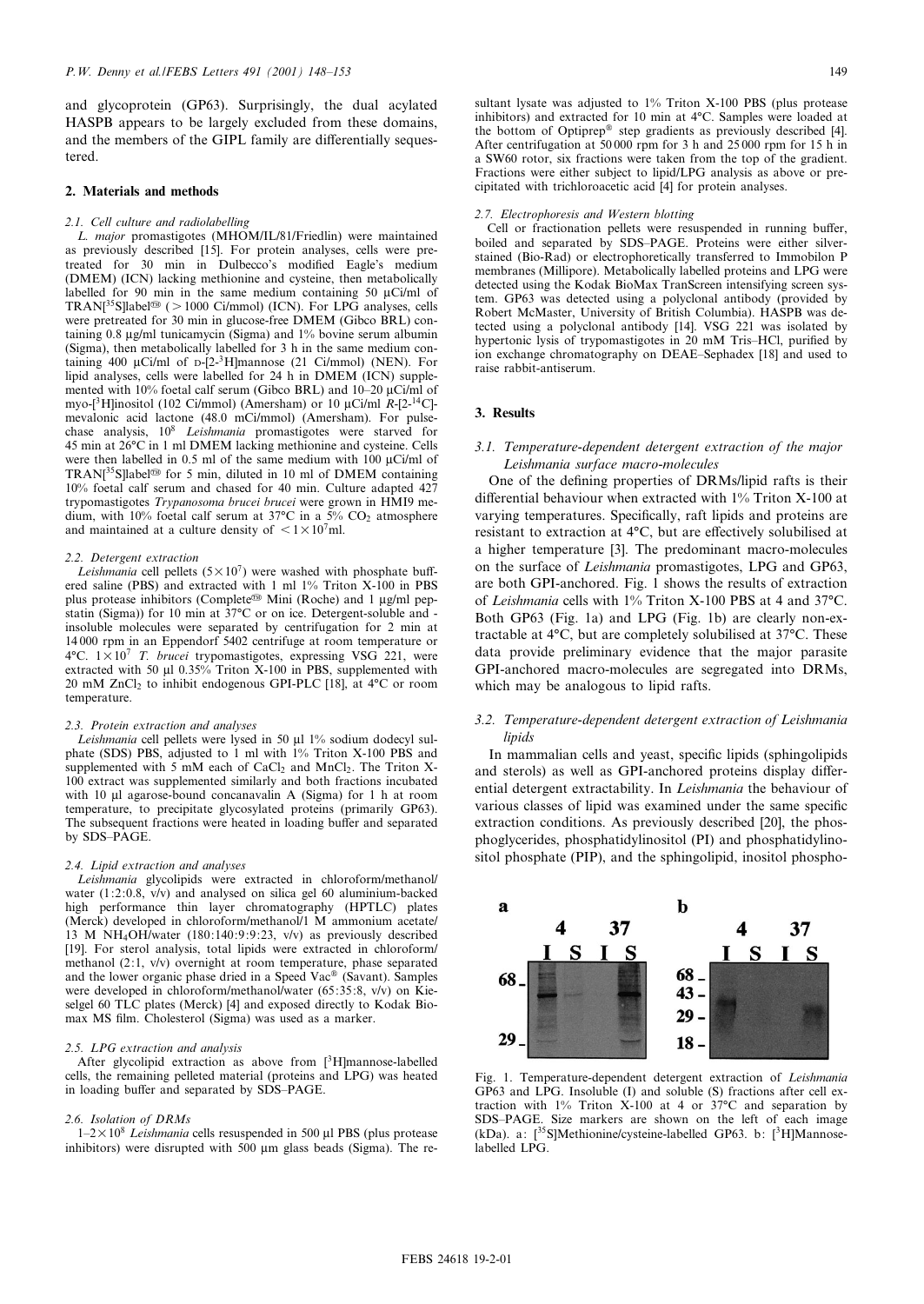and glycoprotein (GP63). Surprisingly, the dual acylated HASPB appears to be largely excluded from these domains, and the members of the GIPL family are differentially sequestered.

## 2. Materials and methods

### 2.1. Cell culture and radiolabelling

*L. major* promastigotes (MHOM/IL/81/Friedlin) were maintained as previously described [15]. For protein analyses, cells were pretreated for 30 min in Dulbecco's modified Eagle's medium (DMEM) (ICN) lacking methionine and cysteine, then metabolically labelled for 90 min in the same medium containing 50 μCi/ml of TRAN[$^{35}$S]label® (>1000 Ci/mmol) (ICN). For LPG analyses, cells were pretreated for 30 min in glucose-free DMEM (Gibco BRL) containing 0.8 μg/ml tunicamycin (Sigma) and 1% bovine serum albumin (Sigma), then metabolically labelled for 3 h in the same medium containing 400 μCi/ml of D-[2-$^{3}$H]mannose (21 Ci/mmol) (NEN). For lipid analyses, cells were labelled for 24 h in DMEM (ICN) supplemented with 10% foetal calf serum (Gibco BRL) and 10–20 μCi/ml of myo-[$^{3}$H]inositol (102 Ci/mmol) (Amersham) or 10 μCi/ml *R*-[2-$^{14}$C]-mevalonic acid lactone (48.0 mCi/mmol) (Amersham). For pulse-chase analysis, $10^8$ *Leishmania* promastigotes were starved for 45 min at 26°C in 1 ml DMEM lacking methionine and cysteine. Cells were then labelled in 0.5 ml of the same medium with 100 μCi/ml of TRAN[$^{35}$S]label® for 5 min, diluted in 10 ml of DMEM containing 10% foetal calf serum and chased for 40 min. Culture adapted 427 trypomastigotes *Trypanosoma brucei brucei* were grown in HMI9 medium, with 10% foetal calf serum at 37°C in a 5% $CO_2$ atmosphere and maintained at a culture density of $<1\times10^7$ml.

### 2.2. Detergent extraction

*Leishmania* cell pellets ($5\times10^7$) were washed with phosphate buffered saline (PBS) and extracted with 1 ml 1% Triton X-100 in PBS plus protease inhibitors (Complete® Mini (Roche) and 1 μg/ml pepstatin (Sigma)) for 10 min at 37°C or on ice. Detergent-soluble and -insoluble molecules were separated by centrifugation for 2 min at 14 000 rpm in an Eppendorf 5402 centrifuge at room temperature or 4°C. $1\times10^7$ *T. brucei* trypomastigotes, expressing VSG 221, were extracted with 50 μl 0.35% Triton X-100 in PBS, supplemented with 20 mM $ZnCl_2$ to inhibit endogenous GPI-PLC [18], at 4°C or room temperature.

### 2.3. Protein extraction and analyses

*Leishmania* cell pellets were lysed in 50 μl 1% sodium dodecyl sulphate (SDS) PBS, adjusted to 1 ml with 1% Triton X-100 PBS and supplemented with 5 mM each of $CaCl_2$ and $MnCl_2$. The Triton X-100 extract was supplemented similarly and both fractions incubated with 10 μl agarose-bound concanavalin A (Sigma) for 1 h at room temperature, to precipitate glycosylated proteins (primarily GP63). The subsequent fractions were heated in loading buffer and separated by SDS–PAGE.

### 2.4. Lipid extraction and analyses

*Leishmania* glycolipids were extracted in chloroform/methanol/water (1:2:0.8, v/v) and analysed on silica gel 60 aluminium-backed high performance thin layer chromatography (HPTLC) plates (Merck) developed in chloroform/methanol/1 M ammonium acetate/13 M $NH_4OH$/water (180:140:9:9:23, v/v) as previously described [19]. For sterol analysis, total lipids were extracted in chloroform/methanol (2:1, v/v) overnight at room temperature, phase separated and the lower organic phase dried in a Speed Vac® (Savant). Samples were developed in chloroform/methanol/water (65:35:8, v/v) on Kieselgel 60 TLC plates (Merck) [4] and exposed directly to Kodak Biomax MS film. Cholesterol (Sigma) was used as a marker.

### 2.5. LPG extraction and analysis

After glycolipid extraction as above from [$^{3}$H]mannose-labelled cells, the remaining pelleted material (proteins and LPG) was heated in loading buffer and separated by SDS–PAGE.

### 2.6. Isolation of DRMs

$1–2\times10^8$ *Leishmania* cells resuspended in 500 μl PBS (plus protease inhibitors) were disrupted with 500 μm glass beads (Sigma). The resultant lysate was adjusted to 1% Triton X-100 PBS (plus protease inhibitors) and extracted for 10 min at 4°C. Samples were loaded at the bottom of Optiprep® step gradients as previously described [4]. After centrifugation at 50 000 rpm for 3 h and 25 000 rpm for 15 h in a SW60 rotor, six fractions were taken from the top of the gradient. Fractions were either subject to lipid/LPG analysis as above or precipitated with trichloroacetic acid [4] for protein analyses.

### 2.7. Electrophoresis and Western blotting

Cell or fractionation pellets were resuspended in running buffer, boiled and separated by SDS–PAGE. Proteins were either silver-stained (Bio-Rad) or electrophoretically transferred to Immobilon P membranes (Millipore). Metabolically labelled proteins and LPG were detected using the Kodak BioMax TranScreen intensifying screen system. GP63 was detected using a polyclonal antibody (provided by Robert McMaster, University of British Columbia). HASPB was detected using a polyclonal antibody [14]. VSG 221 was isolated by hypertonic lysis of trypomastigotes in 20 mM Tris–HCl, purified by ion exchange chromatography on DEAE–Sephadex [18] and used to raise rabbit-antiserum.

## 3. Results

### 3.1. Temperature-dependent detergent extraction of the major *Leishmania* surface macro-molecules

One of the defining properties of DRMs/lipid rafts is their differential behaviour when extracted with 1% Triton X-100 at varying temperatures. Specifically, raft lipids and proteins are resistant to extraction at 4°C, but are effectively solubilised at a higher temperature [3]. The predominant macro-molecules on the surface of *Leishmania* promastigotes, LPG and GP63, are both GPI-anchored. Fig. 1 shows the results of extraction of *Leishmania* cells with 1% Triton X-100 PBS at 4 and 37°C. Both GP63 (Fig. 1a) and LPG (Fig. 1b) are clearly non-extractable at 4°C, but are completely solubilised at 37°C. These data provide preliminary evidence that the major parasite GPI-anchored macro-molecules are segregated into DRMs, which may be analogous to lipid rafts.

### 3.2. Temperature-dependent detergent extraction of *Leishmania* lipids

In mammalian cells and yeast, specific lipids (sphingolipids and sterols) as well as GPI-anchored proteins display differential detergent extractability. In *Leishmania* the behaviour of various classes of lipid was examined under the same specific extraction conditions. As previously described [20], the phosphoglycerides, phosphatidylinositol (PI) and phosphatidylinositol phosphate (PIP), and the sphingolipid, inositol phospho-

Fig. 1. Temperature-dependent detergent extraction of *Leishmania* GP63 and LPG. Insoluble (I) and soluble (S) fractions after cell extraction with 1% Triton X-100 at 4 or 37°C and separation by SDS–PAGE. Size markers are shown on the left of each image (kDa). a: [$^{35}$S]Methionine/cysteine-labelled GP63. b: [$^{3}$H]Mannose-labelled LPG.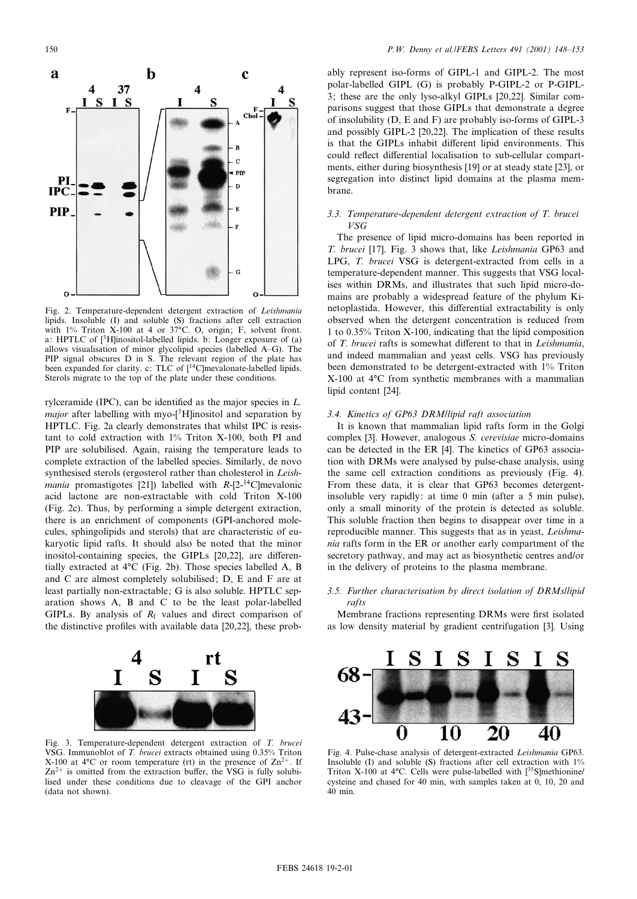Fig. 2. Temperature-dependent detergent extraction of *Leishmania* lipids. Insoluble (I) and soluble (S) fractions after cell extraction with 1% Triton X-100 at 4 or 37°C. O, origin; F, solvent front. a: HPTLC of [$^{3}$H]inositol-labelled lipids. b: Longer exposure of (a) allows visualisation of minor glycolipid species (labelled A–G). The PIP signal obscures D in S. The relevant region of the plate has been expanded for clarity. c: TLC of [$^{14}$C]mevalonate-labelled lipids. Sterols migrate to the top of the plate under these conditions.

rylceramide (IPC), can be identified as the major species in *L. major* after labelling with myo-[$^{3}$H]inositol and separation by HPTLC. Fig. 2a clearly demonstrates that whilst IPC is resistant to cold extraction with 1% Triton X-100, both PI and PIP are solubilised. Again, raising the temperature leads to complete extraction of the labelled species. Similarly, de novo synthesised sterols (ergosterol rather than cholesterol in *Leishmania* promastigotes [21]) labelled with *R*-[2-$^{14}$C]mevalonic acid lactone are non-extractable with cold Triton X-100 (Fig. 2c). Thus, by performing a simple detergent extraction, there is an enrichment of components (GPI-anchored molecules, sphingolipids and sterols) that are characteristic of eukaryotic lipid rafts. It should also be noted that the minor inositol-containing species, the GIPLs [20,22], are differentially extracted at 4°C (Fig. 2b). Those species labelled A, B and C are almost completely solubilised; D, E and F are at least partially non-extractable; G is also soluble. HPTLC separation shows A, B and C to be the least polar-labelled GIPLs. By analysis of $R_f$ values and direct comparison of the distinctive profiles with available data [20,22], these probably represent iso-forms of GIPL-1 and GIPL-2. The most polar-labelled GIPL (G) is probably P-GIPL-2 or P-GIPL-3; these are the only lyso-alkyl GIPLs [20,22]. Similar comparisons suggest that those GIPLs that demonstrate a degree of insolubility (D, E and F) are probably iso-forms of GIPL-3 and possibly GIPL-2 [20,22]. The implication of these results is that the GIPLs inhabit different lipid environments. This could reflect differential localisation to sub-cellular compartments, either during biosynthesis [19] or at steady state [23], or segregation into distinct lipid domains at the plasma membrane.

Fig. 3. Temperature-dependent detergent extraction of *T. brucei* VSG. Immunoblot of *T. brucei* extracts obtained using 0.35% Triton X-100 at 4°C or room temperature (rt) in the presence of $Zn^{2+}$. If $Zn^{2+}$ is omitted from the extraction buffer, the VSG is fully solubilised under these conditions due to cleavage of the GPI anchor (data not shown).

### 3.3. Temperature-dependent detergent extraction of *T. brucei* VSG

The presence of lipid micro-domains has been reported in *T. brucei* [17]. Fig. 3 shows that, like *Leishmania* GP63 and LPG, *T. brucei* VSG is detergent-extracted from cells in a temperature-dependent manner. This suggests that VSG localises within DRMs, and illustrates that such lipid micro-domains are probably a widespread feature of the phylum Kinetoplastida. However, this differential extractability is only observed when the detergent concentration is reduced from 1 to 0.35% Triton X-100, indicating that the lipid composition of *T. brucei* rafts is somewhat different to that in *Leishmania*, and indeed mammalian and yeast cells. VSG has previously been demonstrated to be detergent-extracted with 1% Triton X-100 at 4°C from synthetic membranes with a mammalian lipid content [24].

### 3.4. Kinetics of GP63 DRM/lipid raft association

It is known that mammalian lipid rafts form in the Golgi complex [3]. However, analogous *S. cerevisiae* micro-domains can be detected in the ER [4]. The kinetics of GP63 association with DRMs were analysed by pulse-chase analysis, using the same cell extraction conditions as previously (Fig. 4). From these data, it is clear that GP63 becomes detergent-insoluble very rapidly: at time 0 min (after a 5 min pulse), only a small minority of the protein is detected as soluble. This soluble fraction then begins to disappear over time in a reproducible manner. This suggests that as in yeast, *Leishmania* rafts form in the ER or another early compartment of the secretory pathway, and may act as biosynthetic centres and/or in the delivery of proteins to the plasma membrane.

### 3.5. Further characterisation by direct isolation of DRMs/lipid rafts

Membrane fractions representing DRMs were first isolated as low density material by gradient centrifugation [3]. Using

Fig. 4. Pulse-chase analysis of detergent-extracted *Leishmania* GP63. Insoluble (I) and soluble (S) fractions after cell extraction with 1% Triton X-100 at 4°C. Cells were pulse-labelled with [$^{35}$S]methionine/cysteine and chased for 40 min, with samples taken at 0, 10, 20 and 40 min.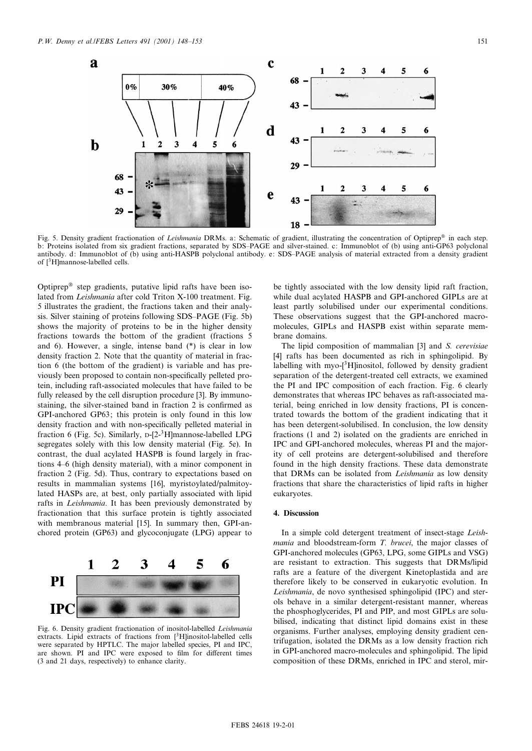Fig. 5. Density gradient fractionation of *Leishmania* DRMs. a: Schematic of gradient, illustrating the concentration of Optiprep® in each step. b: Proteins isolated from six gradient fractions, separated by SDS–PAGE and silver-stained. c: Immunoblot of (b) using anti-GP63 polyclonal antibody. d: Immunoblot of (b) using anti-HASPB polyclonal antibody. e: SDS–PAGE analysis of material extracted from a density gradient of [$^3$H]mannose-labelled cells.

Optiprep® step gradients, putative lipid rafts have been isolated from *Leishmania* after cold Triton X-100 treatment. Fig. 5 illustrates the gradient, the fractions taken and their analysis. Silver staining of proteins following SDS–PAGE (Fig. 5b) shows the majority of proteins to be in the higher density fractions towards the bottom of the gradient (fractions 5 and 6). However, a single, intense band (*) is clear in low density fraction 2. Note that the quantity of material in fraction 6 (the bottom of the gradient) is variable and has previously been proposed to contain non-specifically pelleted protein, including raft-associated molecules that have failed to be fully released by the cell disruption procedure [3]. By immunostaining, the silver-stained band in fraction 2 is confirmed as GPI-anchored GP63; this protein is only found in this low density fraction and with non-specifically pelleted material in fraction 6 (Fig. 5c). Similarly, D-[2-$^3$H]mannose-labelled LPG segregates solely with this low density material (Fig. 5e). In contrast, the dual acylated HASPB is found largely in fractions 4–6 (high density material), with a minor component in fraction 2 (Fig. 5d). Thus, contrary to expectations based on results in mammalian systems [16], myristoylated/palmitoylated HASPs are, at best, only partially associated with lipid rafts in *Leishmania*. It has been previously demonstrated by fractionation that this surface protein is tightly associated with membranous material [15]. In summary then, GPI-anchored protein (GP63) and glycoconjugate (LPG) appear to be tightly associated with the low density lipid raft fraction, while dual acylated HASPB and GPI-anchored GIPLs are at least partly solubilised under our experimental conditions. These observations suggest that the GPI-anchored macromolecules, GIPLs and HASPB exist within separate membrane domains.

Fig. 6. Density gradient fractionation of inositol-labelled *Leishmania* extracts. Lipid extracts of fractions from [$^3$H]inositol-labelled cells were separated by HPTLC. The major labelled species, PI and IPC, are shown. PI and IPC were exposed to film for different times (3 and 21 days, respectively) to enhance clarity.

The lipid composition of mammalian [3] and *S. cerevisiae* [4] rafts has been documented as rich in sphingolipid. By labelling with myo-[$^3$H]inositol, followed by density gradient separation of the detergent-treated cell extracts, we examined the PI and IPC composition of each fraction. Fig. 6 clearly demonstrates that whereas IPC behaves as raft-associated material, being enriched in low density fractions, PI is concentrated towards the bottom of the gradient indicating that it has been detergent-solubilised. In conclusion, the low density fractions (1 and 2) isolated on the gradients are enriched in IPC and GPI-anchored molecules, whereas PI and the majority of cell proteins are detergent-solubilised and therefore found in the high density fractions. These data demonstrate that DRMs can be isolated from *Leishmania* as low density fractions that share the characteristics of lipid rafts in higher eukaryotes.

## 4. Discussion

In a simple cold detergent treatment of insect-stage *Leishmania* and bloodstream-form *T. brucei*, the major classes of GPI-anchored molecules (GP63, LPG, some GIPLs and VSG) are resistant to extraction. This suggests that DRMs/lipid rafts are a feature of the divergent Kinetoplastida and are therefore likely to be conserved in eukaryotic evolution. In *Leishmania*, de novo synthesised sphingolipid (IPC) and sterols behave in a similar detergent-resistant manner, whereas the phosphoglycerides, PI and PIP, and most GIPLs are solubilised, indicating that distinct lipid domains exist in these organisms. Further analyses, employing density gradient centrifugation, isolated the DRMs as a low density fraction rich in GPI-anchored macro-molecules and sphingolipid. The lipid composition of these DRMs, enriched in IPC and sterol, mir-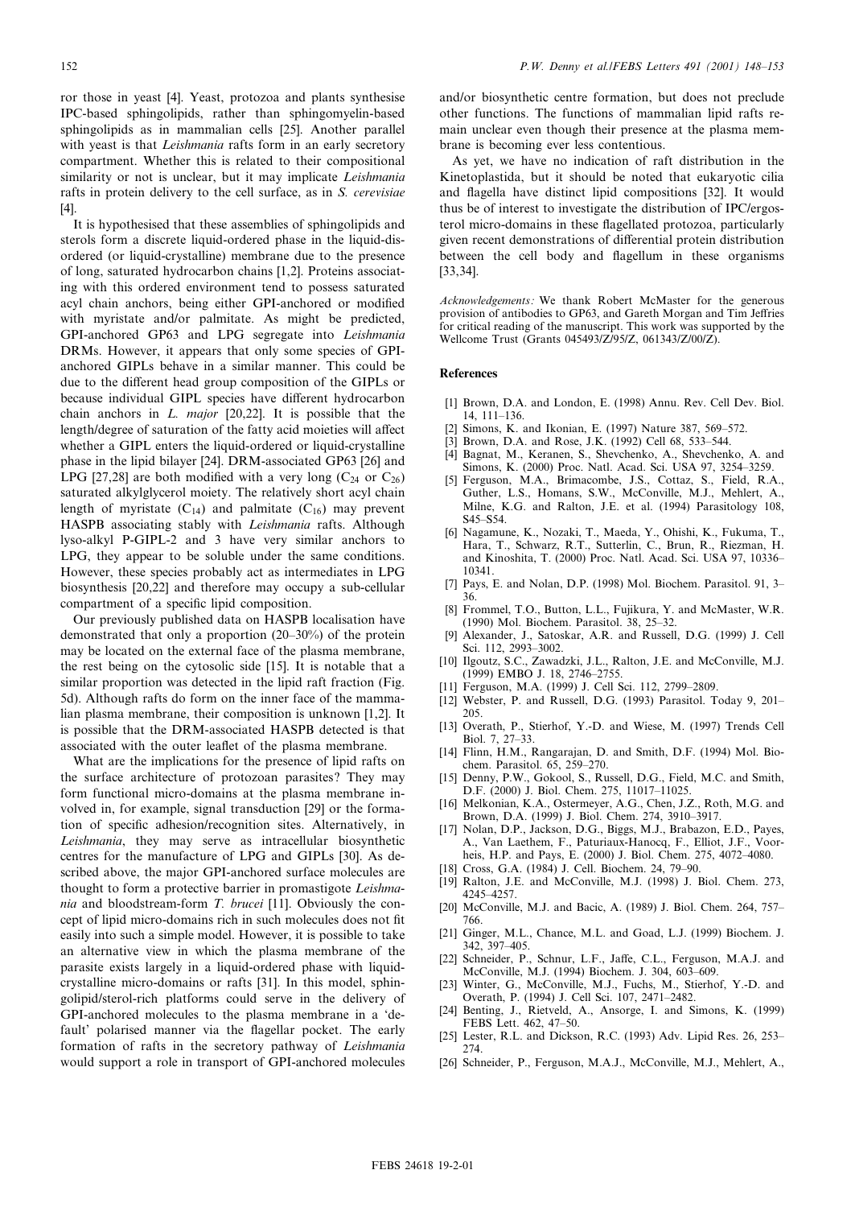ror those in yeast [4]. Yeast, protozoa and plants synthesise IPC-based sphingolipids, rather than sphingomyelin-based sphingolipids as in mammalian cells [25]. Another parallel with yeast is that *Leishmania* rafts form in an early secretory compartment. Whether this is related to their compositional similarity or not is unclear, but it may implicate *Leishmania* rafts in protein delivery to the cell surface, as in *S. cerevisiae* [4].

It is hypothesised that these assemblies of sphingolipids and sterols form a discrete liquid-ordered phase in the liquid-disordered (or liquid-crystalline) membrane due to the presence of long, saturated hydrocarbon chains [1,2]. Proteins associating with this ordered environment tend to possess saturated acyl chain anchors, being either GPI-anchored or modified with myristate and/or palmitate. As might be predicted, GPI-anchored GP63 and LPG segregate into *Leishmania* DRMs. However, it appears that only some species of GPI-anchored GIPLs behave in a similar manner. This could be due to the different head group composition of the GIPLs or because individual GIPL species have different hydrocarbon chain anchors in *L. major* [20,22]. It is possible that the length/degree of saturation of the fatty acid moieties will affect whether a GIPL enters the liquid-ordered or liquid-crystalline phase in the lipid bilayer [24]. DRM-associated GP63 [26] and LPG [27,28] are both modified with a very long ($C_{24}$ or $C_{26}$) saturated alkylglycerol moiety. The relatively short acyl chain length of myristate ($C_{14}$) and palmitate ($C_{16}$) may prevent HASPB associating stably with *Leishmania* rafts. Although lyso-alkyl P-GIPL-2 and 3 have very similar anchors to LPG, they appear to be soluble under the same conditions. However, these species probably act as intermediates in LPG biosynthesis [20,22] and therefore may occupy a sub-cellular compartment of a specific lipid composition.

Our previously published data on HASPB localisation have demonstrated that only a proportion (20–30%) of the protein may be located on the external face of the plasma membrane, the rest being on the cytosolic side [15]. It is notable that a similar proportion was detected in the lipid raft fraction (Fig. 5d). Although rafts do form on the inner face of the mammalian plasma membrane, their composition is unknown [1,2]. It is possible that the DRM-associated HASPB detected is that associated with the outer leaflet of the plasma membrane.

What are the implications for the presence of lipid rafts on the surface architecture of protozoan parasites? They may form functional micro-domains at the plasma membrane involved in, for example, signal transduction [29] or the formation of specific adhesion/recognition sites. Alternatively, in *Leishmania*, they may serve as intracellular biosynthetic centres for the manufacture of LPG and GIPLs [30]. As described above, the major GPI-anchored surface molecules are thought to form a protective barrier in promastigote *Leishmania* and bloodstream-form *T. brucei* [11]. Obviously the concept of lipid micro-domains rich in such molecules does not fit easily into such a simple model. However, it is possible to take an alternative view in which the plasma membrane of the parasite exists largely in a liquid-ordered phase with liquid-crystalline micro-domains or rafts [31]. In this model, sphingolipid/sterol-rich platforms could serve in the delivery of GPI-anchored molecules to the plasma membrane in a 'default' polarised manner via the flagellar pocket. The early formation of rafts in the secretory pathway of *Leishmania* would support a role in transport of GPI-anchored molecules and/or biosynthetic centre formation, but does not preclude other functions. The functions of mammalian lipid rafts remain unclear even though their presence at the plasma membrane is becoming ever less contentious.

As yet, we have no indication of raft distribution in the Kinetoplastida, but it should be noted that eukaryotic cilia and flagella have distinct lipid compositions [32]. It would thus be of interest to investigate the distribution of IPC/ergosterol micro-domains in these flagellated protozoa, particularly given recent demonstrations of differential protein distribution between the cell body and flagellum in these organisms [33,34].

*Acknowledgements:* We thank Robert McMaster for the generous provision of antibodies to GP63, and Gareth Morgan and Tim Jeffries for critical reading of the manuscript. This work was supported by the Wellcome Trust (Grants 045493/Z/95/Z, 061343/Z/00/Z).

## References

[1] Brown, D.A. and London, E. (1998) Annu. Rev. Cell Dev. Biol. 14, 111–136.
[2] Simons, K. and Ikonian, E. (1997) Nature 387, 569–572.
[3] Brown, D.A. and Rose, J.K. (1992) Cell 68, 533–544.
[4] Bagnat, M., Keranen, S., Shevchenko, A., Shevchenko, A. and Simons, K. (2000) Proc. Natl. Acad. Sci. USA 97, 3254–3259.
[5] Ferguson, M.A., Brimacombe, J.S., Cottaz, S., Field, R.A., Guther, L.S., Homans, S.W., McConville, M.J., Mehlert, A., Milne, K.G. and Ralton, J.E. et al. (1994) Parasitology 108, S45–S54.
[6] Nagamune, K., Nozaki, T., Maeda, Y., Ohishi, K., Fukuma, T., Hara, T., Schwarz, R.T., Sutterlin, C., Brun, R., Riezman, H. and Kinoshita, T. (2000) Proc. Natl. Acad. Sci. USA 97, 10336–10341.
[7] Pays, E. and Nolan, D.P. (1998) Mol. Biochem. Parasitol. 91, 3–36.
[8] Frommel, T.O., Button, L.L., Fujikura, Y. and McMaster, W.R. (1990) Mol. Biochem. Parasitol. 38, 25–32.
[9] Alexander, J., Satoskar, A.R. and Russell, D.G. (1999) J. Cell Sci. 112, 2993–3002.
[10] Ilgoutz, S.C., Zawadzki, J.L., Ralton, J.E. and McConville, M.J. (1999) EMBO J. 18, 2746–2755.
[11] Ferguson, M.A. (1999) J. Cell Sci. 112, 2799–2809.
[12] Webster, P. and Russell, D.G. (1993) Parasitol. Today 9, 201–205.
[13] Overath, P., Stierhof, Y.-D. and Wiese, M. (1997) Trends Cell Biol. 7, 27–33.
[14] Flinn, H.M., Rangarajan, D. and Smith, D.F. (1994) Mol. Biochem. Parasitol. 65, 259–270.
[15] Denny, P.W., Gokool, S., Russell, D.G., Field, M.C. and Smith, D.F. (2000) J. Biol. Chem. 275, 11017–11025.
[16] Melkonian, K.A., Ostermeyer, A.G., Chen, J.Z., Roth, M.G. and Brown, D.A. (1999) J. Biol. Chem. 274, 3910–3917.
[17] Nolan, D.P., Jackson, D.G., Biggs, M.J., Brabazon, E.D., Payes, A., Van Laethem, F., Paturiaux-Hanocq, F., Elliot, J.F., Voorheis, H.P. and Pays, E. (2000) J. Biol. Chem. 275, 4072–4080.
[18] Cross, G.A. (1984) J. Cell. Biochem. 24, 79–90.
[19] Ralton, J.E. and McConville, M.J. (1998) J. Biol. Chem. 273, 4245–4257.
[20] McConville, M.J. and Bacic, A. (1989) J. Biol. Chem. 264, 757–766.
[21] Ginger, M.L., Chance, M.L. and Goad, L.J. (1999) Biochem. J. 342, 397–405.
[22] Schneider, P., Schnur, L.F., Jaffe, C.L., Ferguson, M.A.J. and McConville, M.J. (1994) Biochem. J. 304, 603–609.
[23] Winter, G., McConville, M.J., Fuchs, M., Stierhof, Y.-D. and Overath, P. (1994) J. Cell Sci. 107, 2471–2482.
[24] Benting, J., Rietveld, A., Ansorge, I. and Simons, K. (1999) FEBS Lett. 462, 47–50.
[25] Lester, R.L. and Dickson, R.C. (1993) Adv. Lipid Res. 26, 253–274.
[26] Schneider, P., Ferguson, M.A.J., McConville, M.J., Mehlert, A.,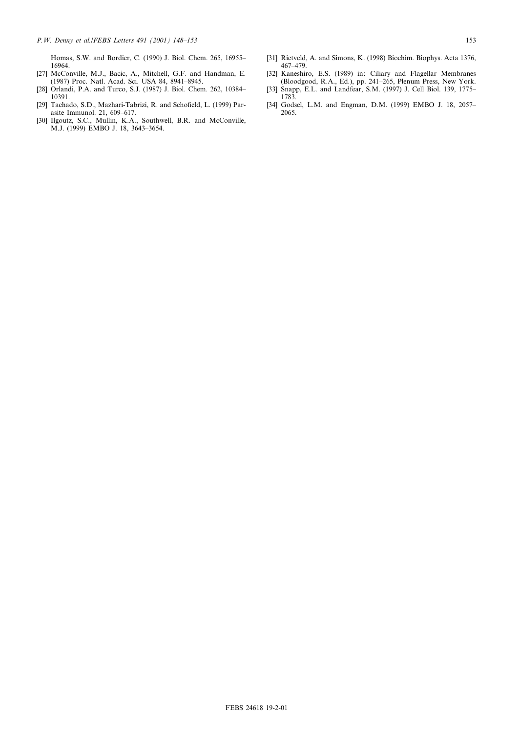Homas, S.W. and Bordier, C. (1990) J. Biol. Chem. 265, 16955–16964.

[27] McConville, M.J., Bacic, A., Mitchell, G.F. and Handman, E. (1987) Proc. Natl. Acad. Sci. USA 84, 8941–8945.

[28] Orlandi, P.A. and Turco, S.J. (1987) J. Biol. Chem. 262, 10384–10391.

[29] Tachado, S.D., Mazhari-Tabrizi, R. and Schofield, L. (1999) Parasite Immunol. 21, 609–617.

[30] Ilgoutz, S.C., Mullin, K.A., Southwell, B.R. and McConville, M.J. (1999) EMBO J. 18, 3643–3654.

[31] Rietveld, A. and Simons, K. (1998) Biochim. Biophys. Acta 1376, 467–479.

[32] Kaneshiro, E.S. (1989) in: Ciliary and Flagellar Membranes (Bloodgood, R.A., Ed.), pp. 241–265, Plenum Press, New York.

[33] Snapp, E.L. and Landfear, S.M. (1997) J. Cell Biol. 139, 1775–1783.

[34] Godsel, L.M. and Engman, D.M. (1999) EMBO J. 18, 2057–2065.